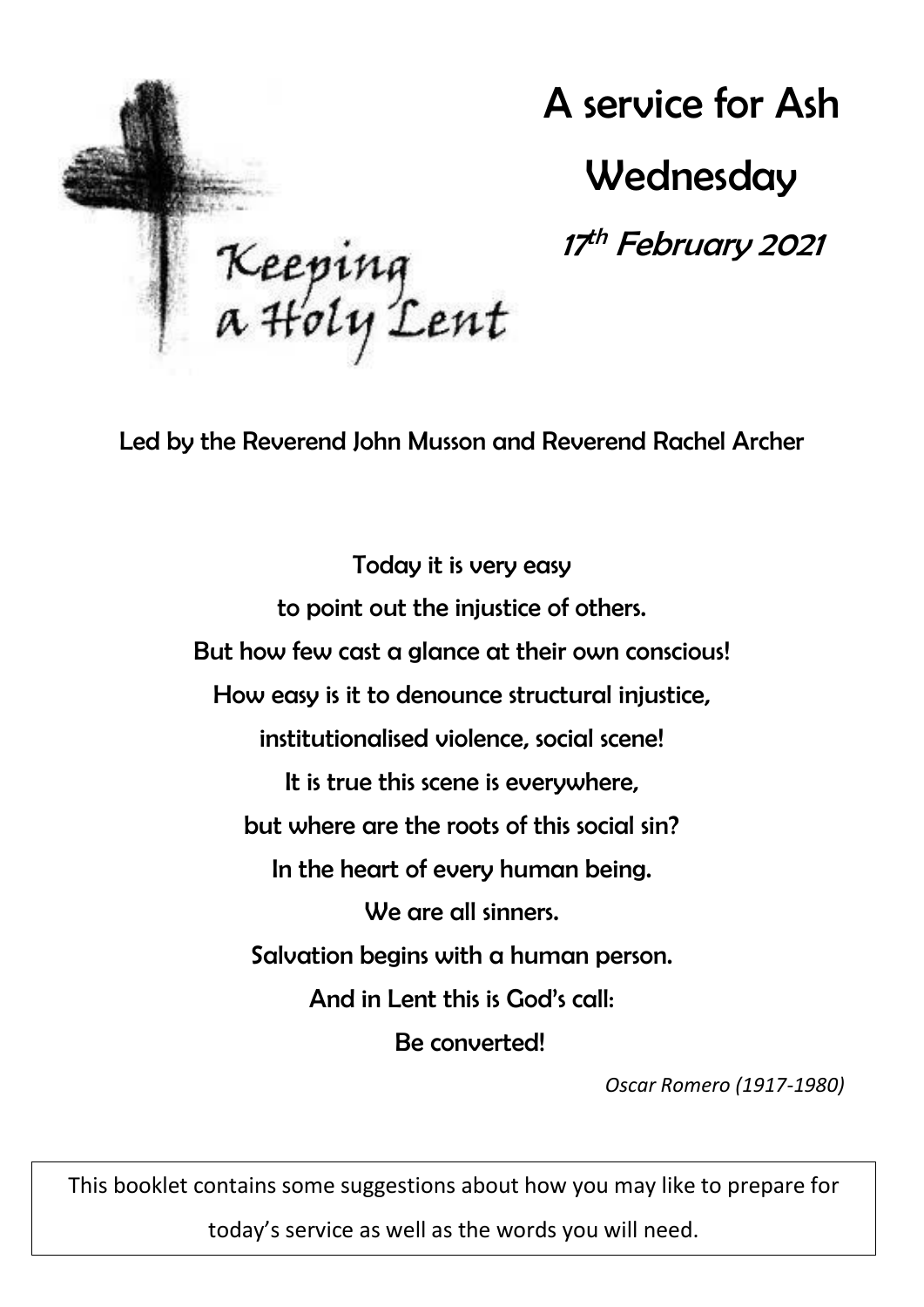Keeping a Holy Lent

# A service for Ash Wednesday

*17th February 2021*

Led by the Reverend John Musson and Reverend Rachel Archer

Today it is very easy
to point out the injustice of others.
But how few cast a glance at their own conscious!
How easy is it to denounce structural injustice,
institutionalised violence, social scene!
It is true this scene is everywhere,
but where are the roots of this social sin?
In the heart of every human being.
We are all sinners.
Salvation begins with a human person.
And in Lent this is God's call:
Be converted!

*Oscar Romero (1917-1980)*

This booklet contains some suggestions about how you may like to prepare for today's service as well as the words you will need.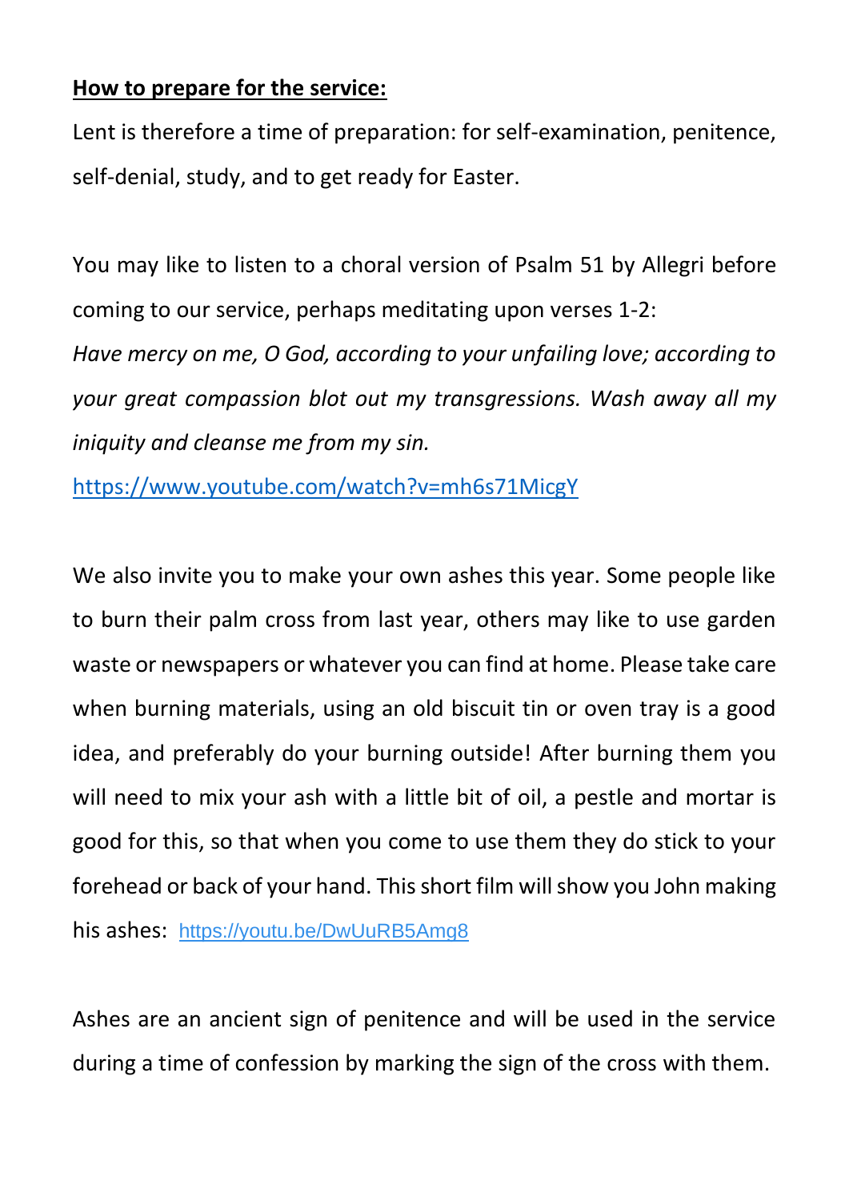**How to prepare for the service:**

Lent is therefore a time of preparation: for self-examination, penitence, self-denial, study, and to get ready for Easter.

You may like to listen to a choral version of Psalm 51 by Allegri before coming to our service, perhaps meditating upon verses 1-2:

*Have mercy on me, O God, according to your unfailing love; according to your great compassion blot out my transgressions. Wash away all my iniquity and cleanse me from my sin.*

https://www.youtube.com/watch?v=mh6s71MicgY

We also invite you to make your own ashes this year. Some people like to burn their palm cross from last year, others may like to use garden waste or newspapers or whatever you can find at home. Please take care when burning materials, using an old biscuit tin or oven tray is a good idea, and preferably do your burning outside! After burning them you will need to mix your ash with a little bit of oil, a pestle and mortar is good for this, so that when you come to use them they do stick to your forehead or back of your hand. This short film will show you John making his ashes: https://youtu.be/DwUuRB5Amg8

Ashes are an ancient sign of penitence and will be used in the service during a time of confession by marking the sign of the cross with them.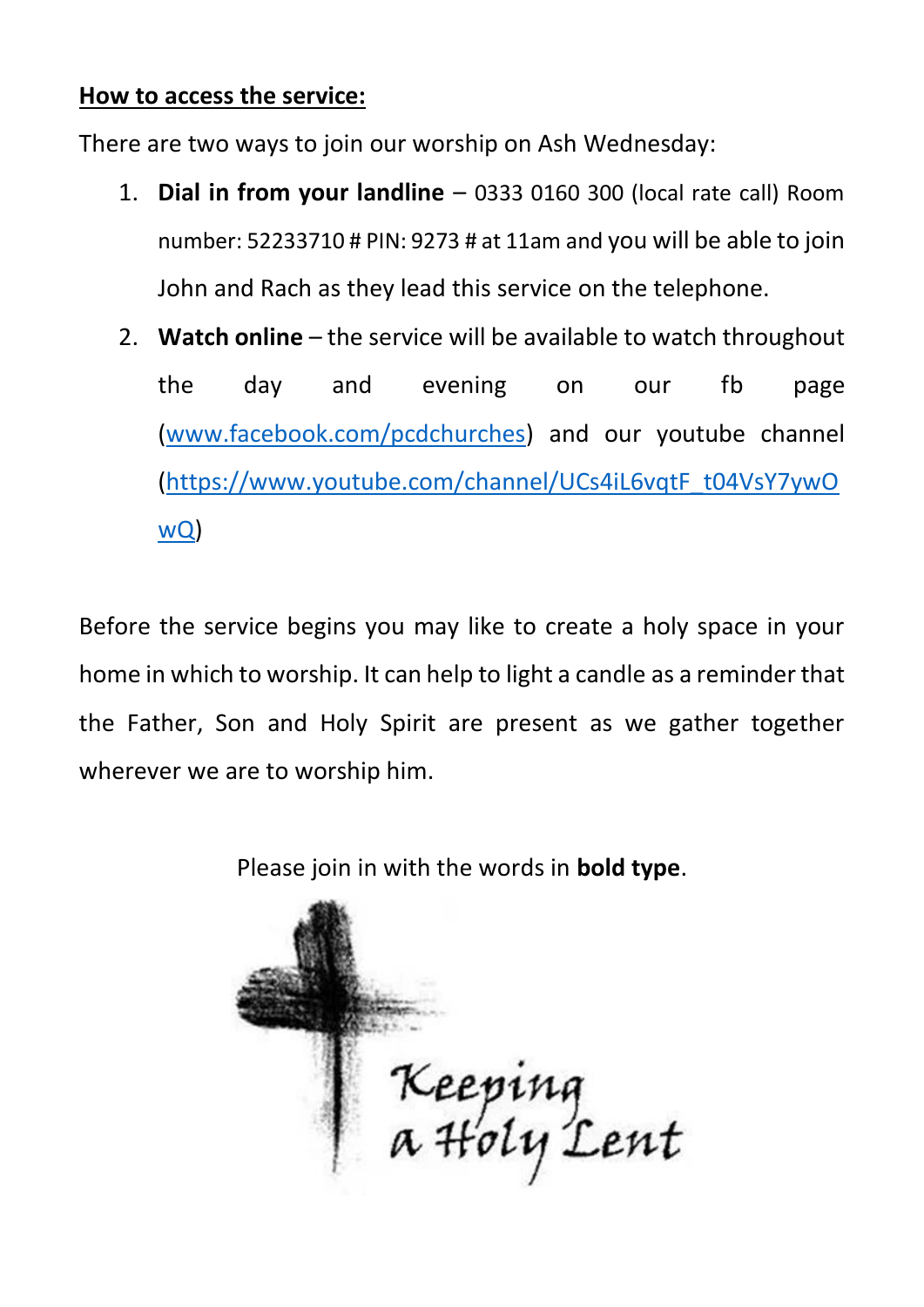**<u>How to access the service:</u>**

There are two ways to join our worship on Ash Wednesday:

1. **Dial in from your landline** – 0333 0160 300 (local rate call) Room number: 52233710 # PIN: 9273 # at 11am and you will be able to join John and Rach as they lead this service on the telephone.
2. **Watch online** – the service will be available to watch throughout the day and evening on our fb page (www.facebook.com/pcdchurches) and our youtube channel (https://www.youtube.com/channel/UCs4iL6vqtF_t04VsY7ywOwQ)

Before the service begins you may like to create a holy space in your home in which to worship. It can help to light a candle as a reminder that the Father, Son and Holy Spirit are present as we gather together wherever we are to worship him.

Please join in with the words in **bold type**.

Keeping a Holy Lent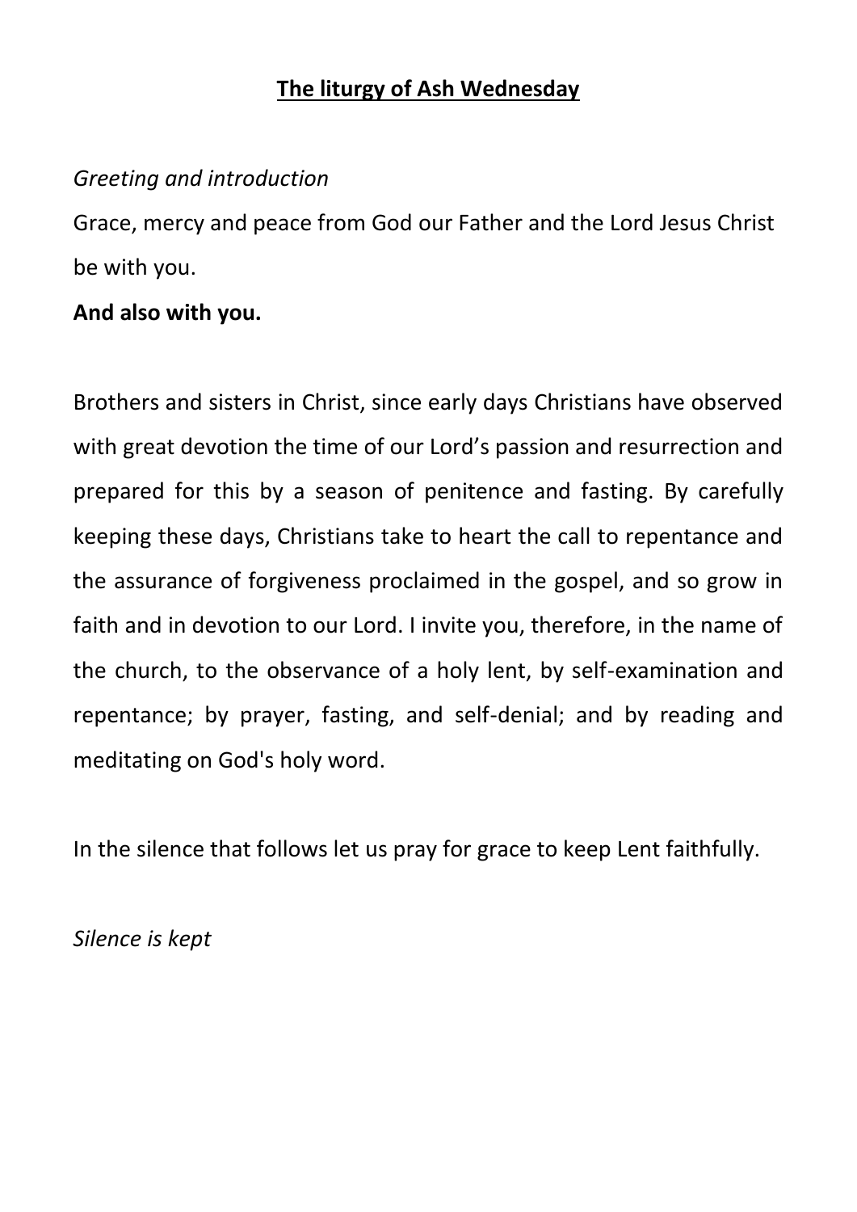# The liturgy of Ash Wednesday

*Greeting and introduction*

Grace, mercy and peace from God our Father and the Lord Jesus Christ be with you.

**And also with you.**

Brothers and sisters in Christ, since early days Christians have observed with great devotion the time of our Lord's passion and resurrection and prepared for this by a season of penitence and fasting. By carefully keeping these days, Christians take to heart the call to repentance and the assurance of forgiveness proclaimed in the gospel, and so grow in faith and in devotion to our Lord. I invite you, therefore, in the name of the church, to the observance of a holy lent, by self-examination and repentance; by prayer, fasting, and self-denial; and by reading and meditating on God's holy word.

In the silence that follows let us pray for grace to keep Lent faithfully.

*Silence is kept*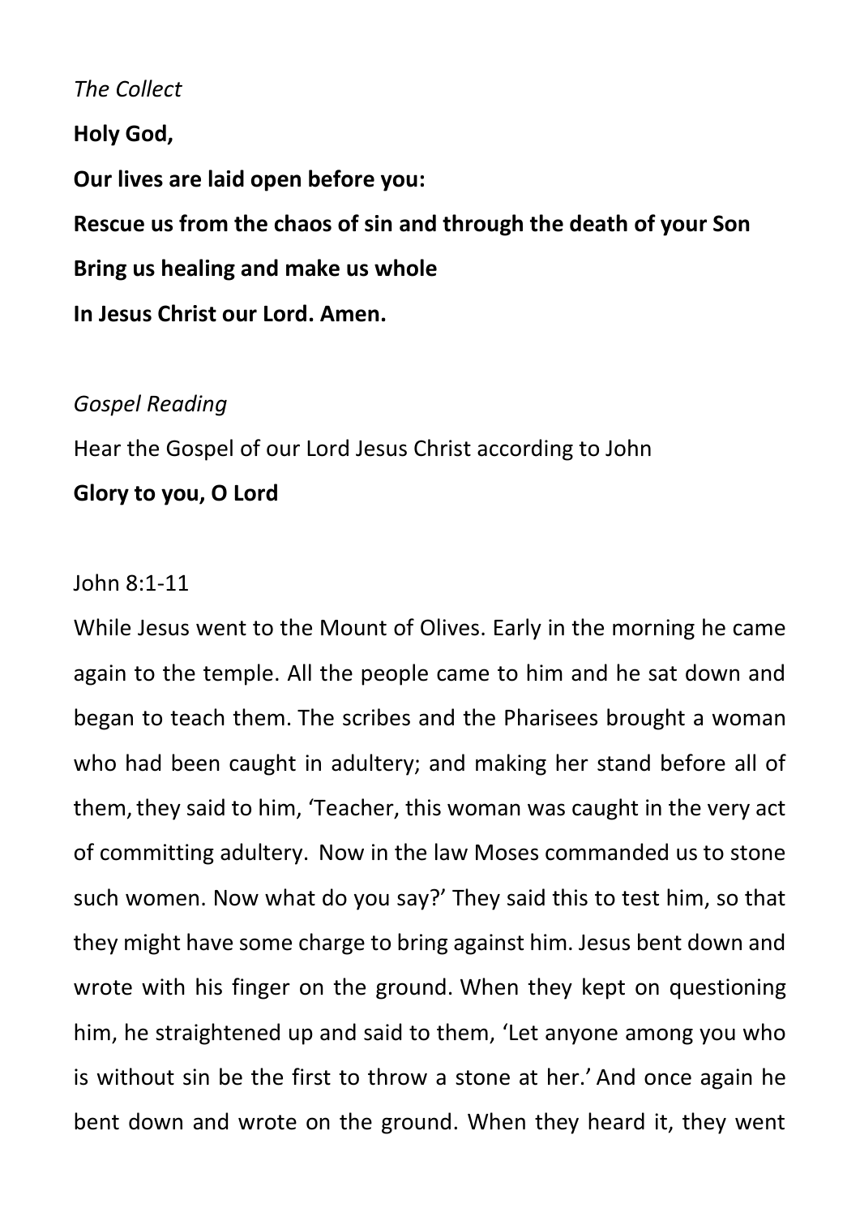*The Collect*

**Holy God,**

**Our lives are laid open before you:**

**Rescue us from the chaos of sin and through the death of your Son**

**Bring us healing and make us whole**

**In Jesus Christ our Lord. Amen.**

*Gospel Reading*

Hear the Gospel of our Lord Jesus Christ according to John

**Glory to you, O Lord**

John 8:1-11

While Jesus went to the Mount of Olives. Early in the morning he came again to the temple. All the people came to him and he sat down and began to teach them. The scribes and the Pharisees brought a woman who had been caught in adultery; and making her stand before all of them, they said to him, 'Teacher, this woman was caught in the very act of committing adultery. Now in the law Moses commanded us to stone such women. Now what do you say?' They said this to test him, so that they might have some charge to bring against him. Jesus bent down and wrote with his finger on the ground. When they kept on questioning him, he straightened up and said to them, 'Let anyone among you who is without sin be the first to throw a stone at her.' And once again he bent down and wrote on the ground. When they heard it, they went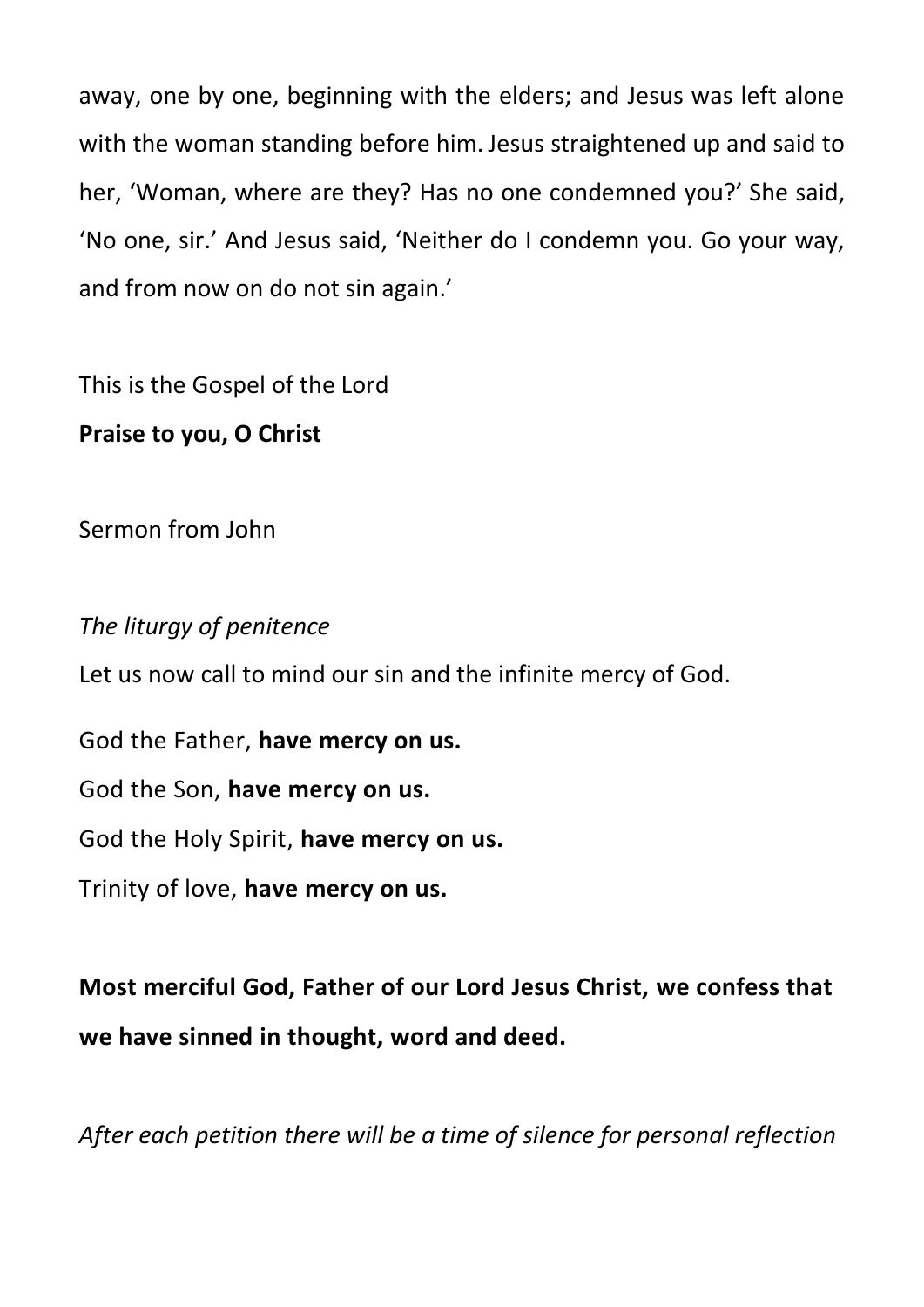away, one by one, beginning with the elders; and Jesus was left alone with the woman standing before him. Jesus straightened up and said to her, 'Woman, where are they? Has no one condemned you?' She said, 'No one, sir.' And Jesus said, 'Neither do I condemn you. Go your way, and from now on do not sin again.'

This is the Gospel of the Lord

**Praise to you, O Christ**

Sermon from John

*The liturgy of penitence*

Let us now call to mind our sin and the infinite mercy of God.

God the Father, **have mercy on us.**

God the Son, **have mercy on us.**

God the Holy Spirit, **have mercy on us.**

Trinity of love, **have mercy on us.**

**Most merciful God, Father of our Lord Jesus Christ, we confess that we have sinned in thought, word and deed.**

*After each petition there will be a time of silence for personal reflection*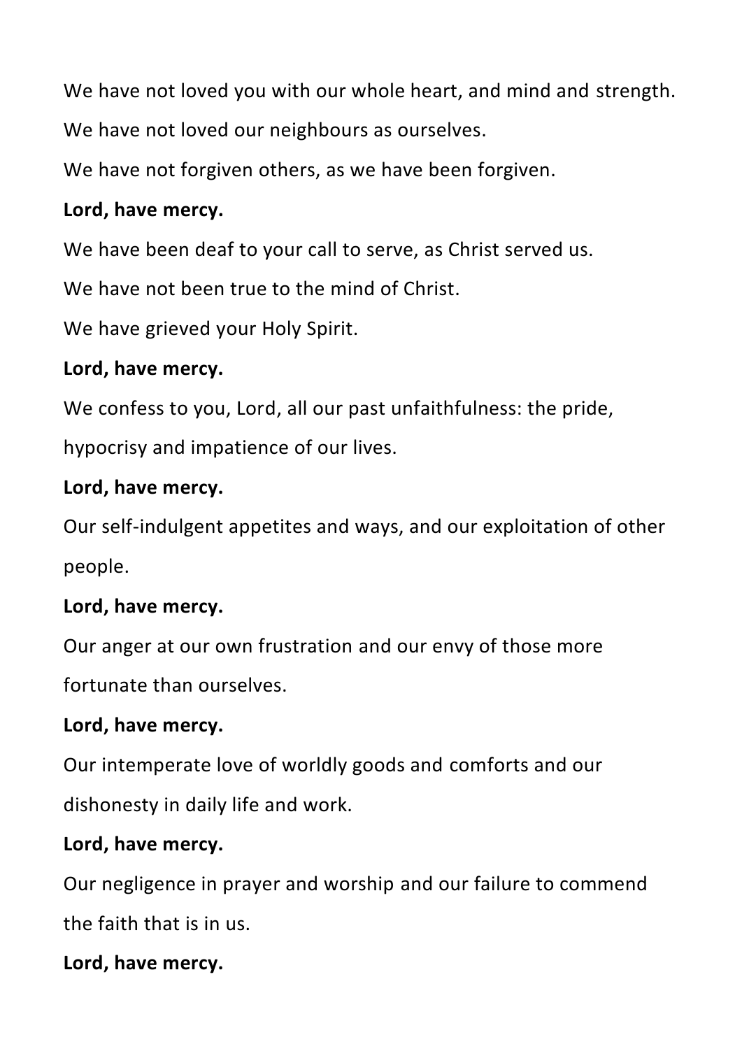We have not loved you with our whole heart, and mind and strength.

We have not loved our neighbours as ourselves.

We have not forgiven others, as we have been forgiven.

**Lord, have mercy.**

We have been deaf to your call to serve, as Christ served us.

We have not been true to the mind of Christ.

We have grieved your Holy Spirit.

**Lord, have mercy.**

We confess to you, Lord, all our past unfaithfulness: the pride, hypocrisy and impatience of our lives.

**Lord, have mercy.**

Our self-indulgent appetites and ways, and our exploitation of other people.

**Lord, have mercy.**

Our anger at our own frustration and our envy of those more fortunate than ourselves.

**Lord, have mercy.**

Our intemperate love of worldly goods and comforts and our dishonesty in daily life and work.

**Lord, have mercy.**

Our negligence in prayer and worship and our failure to commend the faith that is in us.

**Lord, have mercy.**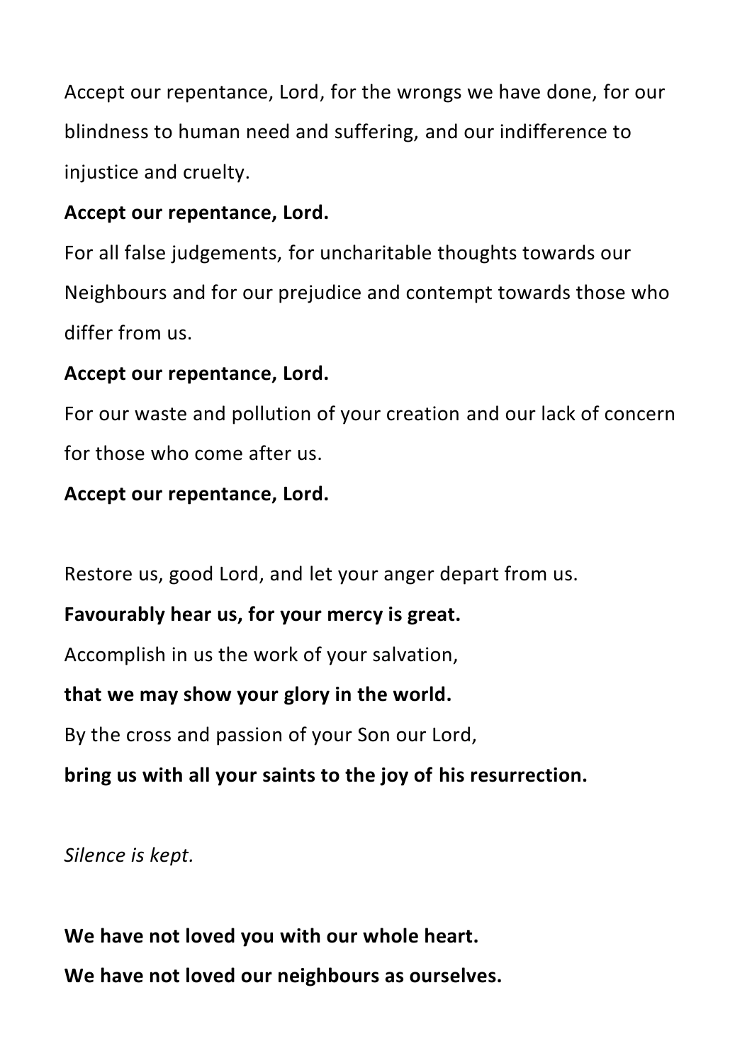Accept our repentance, Lord, for the wrongs we have done, for our blindness to human need and suffering, and our indifference to injustice and cruelty.

**Accept our repentance, Lord.**

For all false judgements, for uncharitable thoughts towards our Neighbours and for our prejudice and contempt towards those who differ from us.

**Accept our repentance, Lord.**

For our waste and pollution of your creation and our lack of concern for those who come after us.

**Accept our repentance, Lord.**

Restore us, good Lord, and let your anger depart from us.

**Favourably hear us, for your mercy is great.**

Accomplish in us the work of your salvation,

**that we may show your glory in the world.**

By the cross and passion of your Son our Lord,

**bring us with all your saints to the joy of his resurrection.**

*Silence is kept.*

**We have not loved you with our whole heart.**

**We have not loved our neighbours as ourselves.**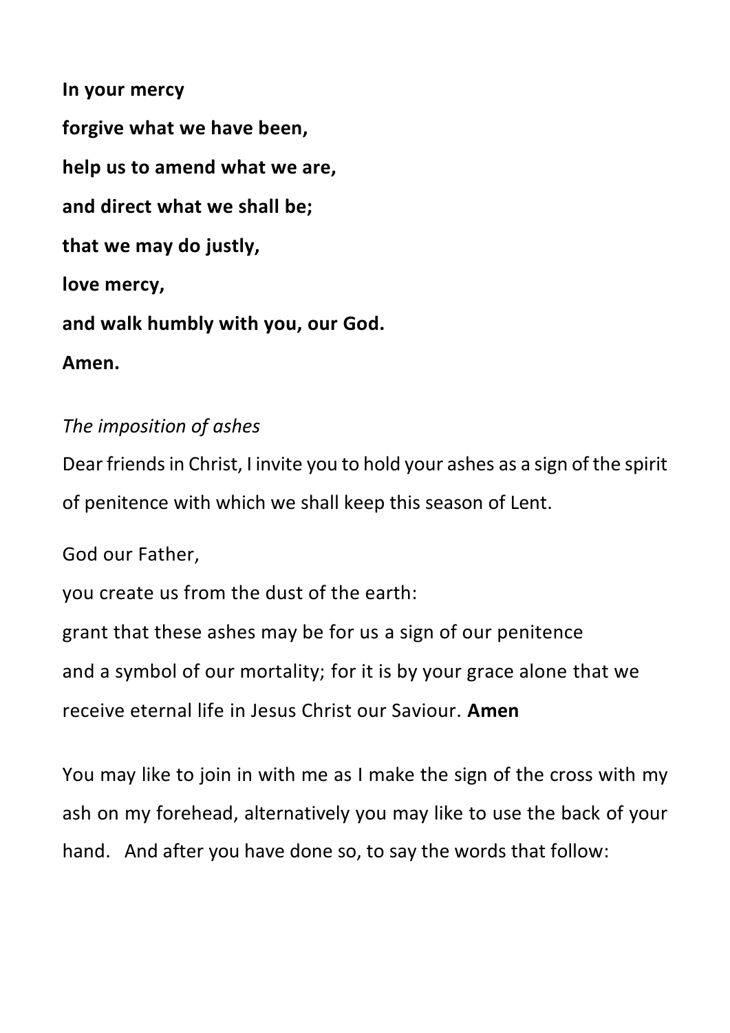**In your mercy**

**forgive what we have been,**

**help us to amend what we are,**

**and direct what we shall be;**

**that we may do justly,**

**love mercy,**

**and walk humbly with you, our God.**

**Amen.**

*The imposition of ashes*

Dear friends in Christ, I invite you to hold your ashes as a sign of the spirit of penitence with which we shall keep this season of Lent.

God our Father,

you create us from the dust of the earth:

grant that these ashes may be for us a sign of our penitence

and a symbol of our mortality; for it is by your grace alone that we receive eternal life in Jesus Christ our Saviour. **Amen**

You may like to join in with me as I make the sign of the cross with my ash on my forehead, alternatively you may like to use the back of your hand. And after you have done so, to say the words that follow: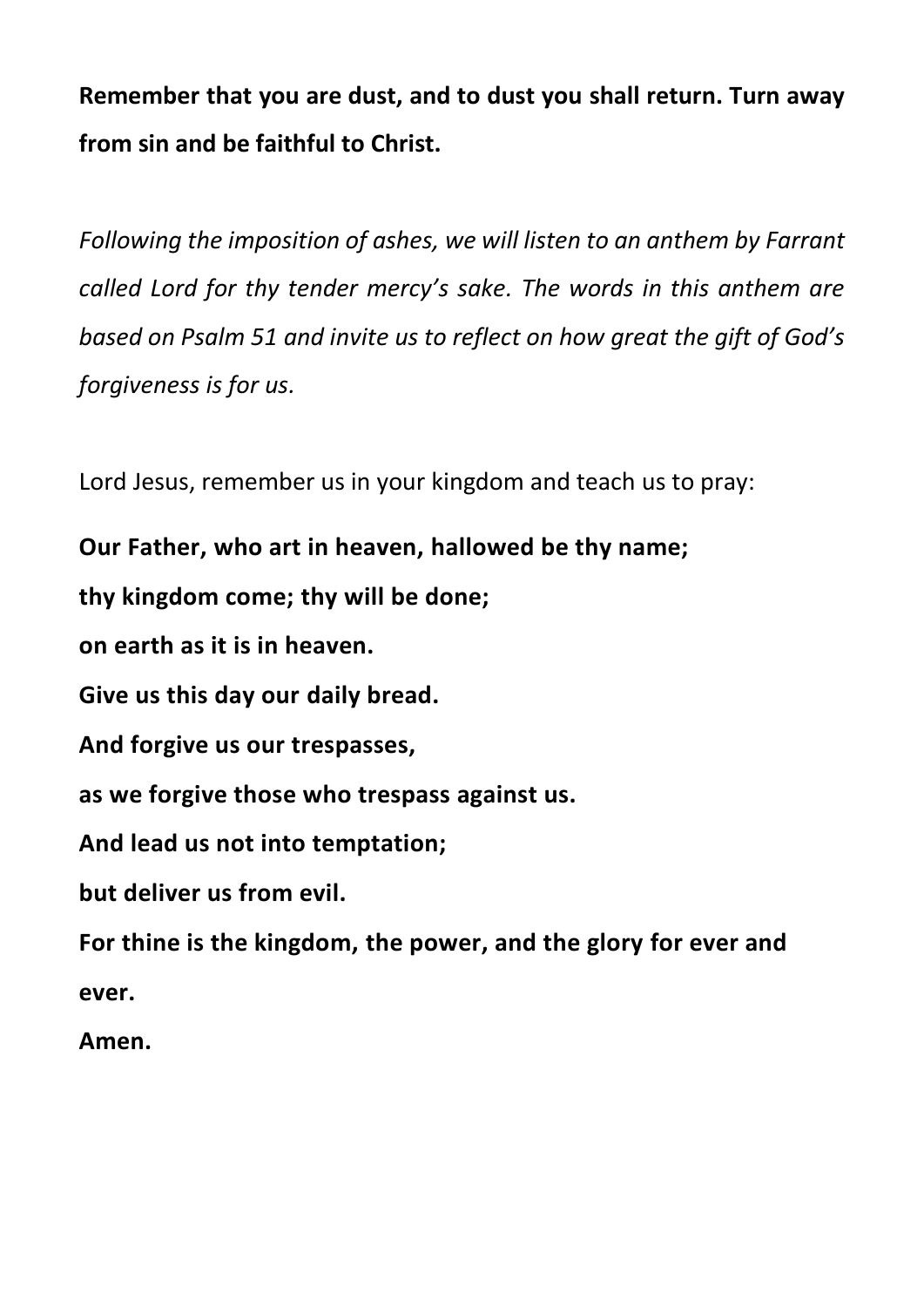**Remember that you are dust, and to dust you shall return. Turn away from sin and be faithful to Christ.**

*Following the imposition of ashes, we will listen to an anthem by Farrant called Lord for thy tender mercy's sake. The words in this anthem are based on Psalm 51 and invite us to reflect on how great the gift of God's forgiveness is for us.*

Lord Jesus, remember us in your kingdom and teach us to pray:

**Our Father, who art in heaven, hallowed be thy name;**

**thy kingdom come; thy will be done;**

**on earth as it is in heaven.**

**Give us this day our daily bread.**

**And forgive us our trespasses,**

**as we forgive those who trespass against us.**

**And lead us not into temptation;**

**but deliver us from evil.**

**For thine is the kingdom, the power, and the glory for ever and ever.**

**Amen.**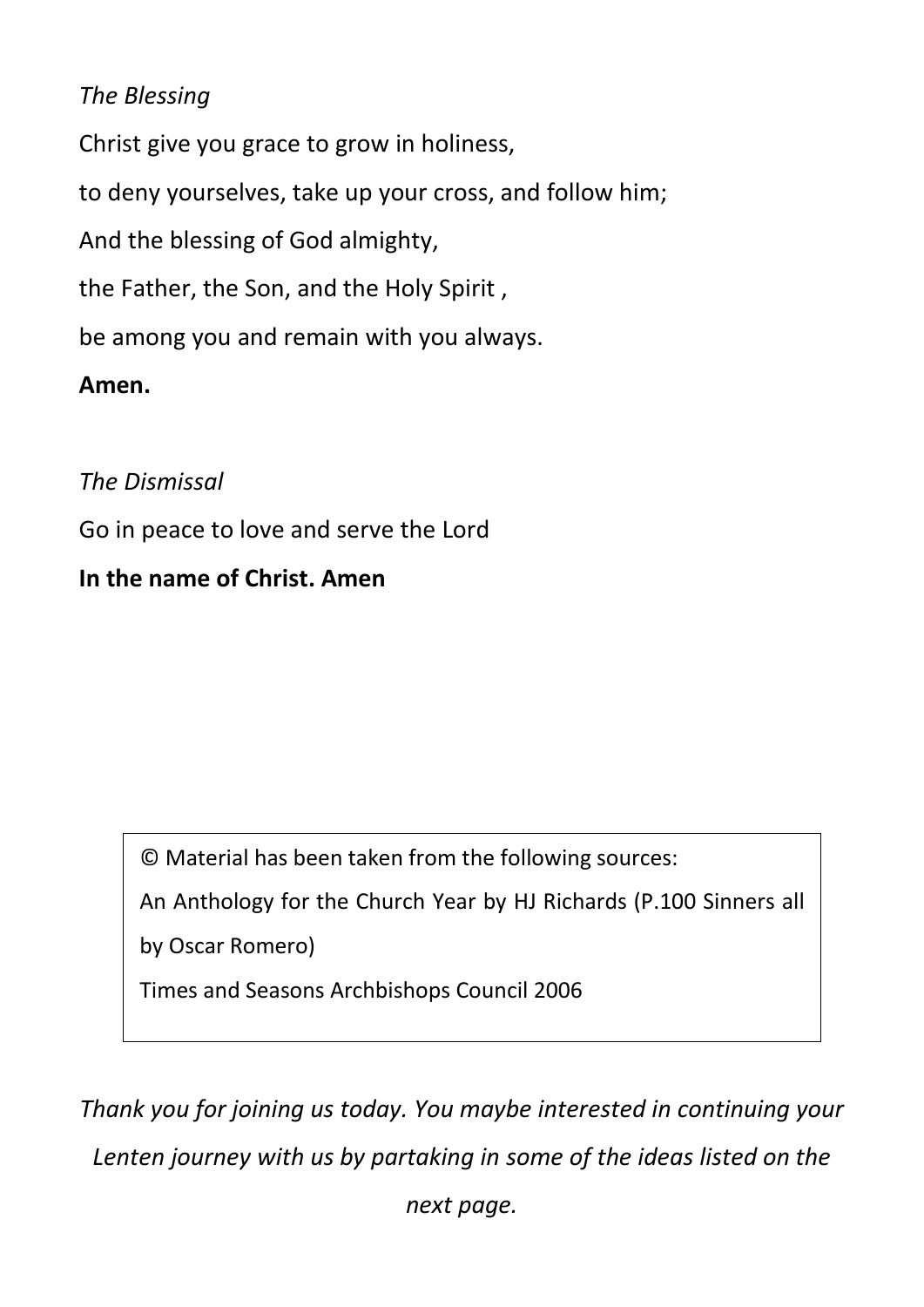*The Blessing*

Christ give you grace to grow in holiness,

to deny yourselves, take up your cross, and follow him;

And the blessing of God almighty,

the Father, the Son, and the Holy Spirit ,

be among you and remain with you always.

**Amen.**

*The Dismissal*

Go in peace to love and serve the Lord

**In the name of Christ. Amen**

© Material has been taken from the following sources:

An Anthology for the Church Year by HJ Richards (P.100 Sinners all by Oscar Romero)

Times and Seasons Archbishops Council 2006

*Thank you for joining us today. You maybe interested in continuing your Lenten journey with us by partaking in some of the ideas listed on the next page.*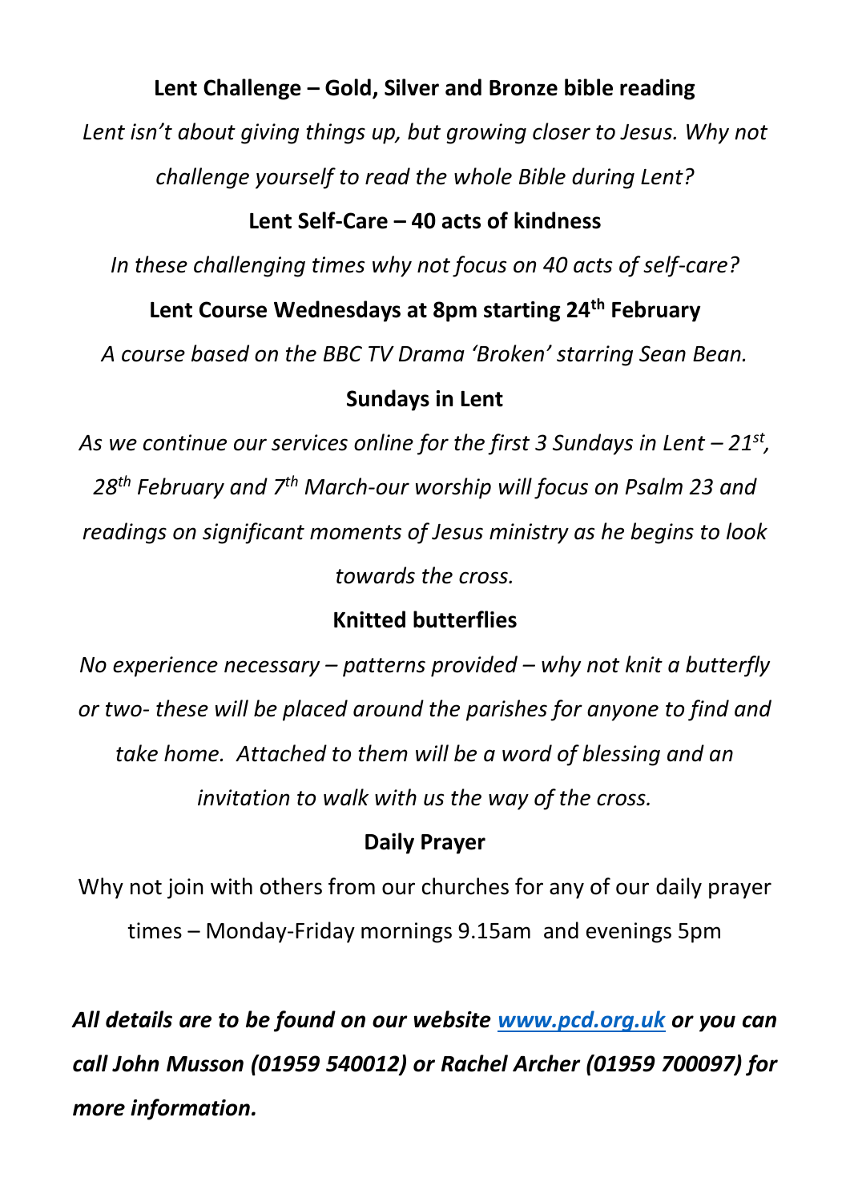**Lent Challenge – Gold, Silver and Bronze bible reading**

*Lent isn't about giving things up, but growing closer to Jesus. Why not challenge yourself to read the whole Bible during Lent?*

**Lent Self-Care – 40 acts of kindness**

*In these challenging times why not focus on 40 acts of self-care?*

**Lent Course Wednesdays at 8pm starting 24th February**

*A course based on the BBC TV Drama 'Broken' starring Sean Bean.*

**Sundays in Lent**

*As we continue our services online for the first 3 Sundays in Lent – 21st, 28th February and 7th March-our worship will focus on Psalm 23 and readings on significant moments of Jesus ministry as he begins to look towards the cross.*

**Knitted butterflies**

*No experience necessary – patterns provided – why not knit a butterfly or two- these will be placed around the parishes for anyone to find and take home. Attached to them will be a word of blessing and an invitation to walk with us the way of the cross.*

**Daily Prayer**

Why not join with others from our churches for any of our daily prayer times – Monday-Friday mornings 9.15am and evenings 5pm

***All details are to be found on our website [www.pcd.org.uk](http://www.pcd.org.uk) or you can call John Musson (01959 540012) or Rachel Archer (01959 700097) for more information.***